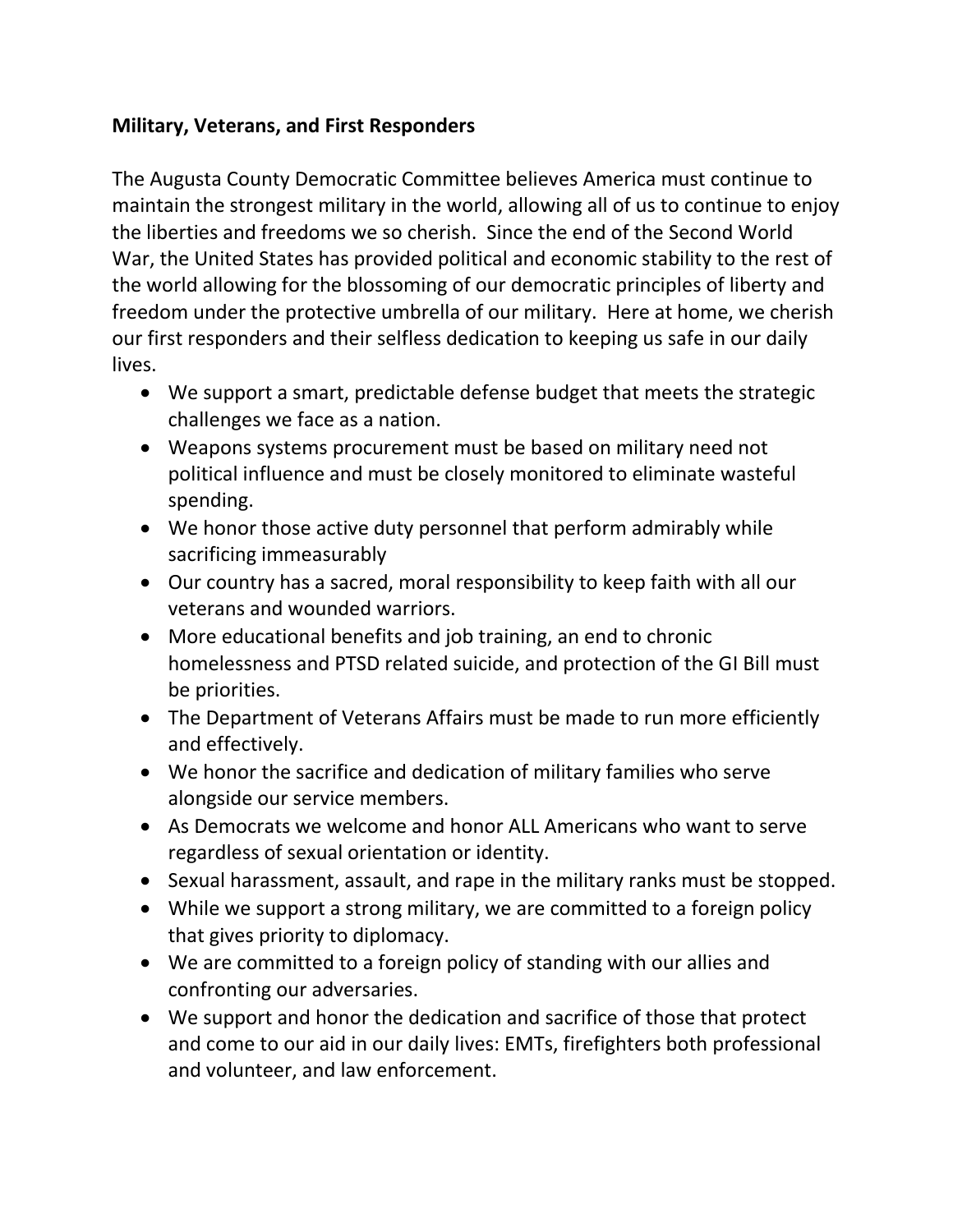**Military, Veterans, and First Responders**

The Augusta County Democratic Committee believes America must continue to maintain the strongest military in the world, allowing all of us to continue to enjoy the liberties and freedoms we so cherish. Since the end of the Second World War, the United States has provided political and economic stability to the rest of the world allowing for the blossoming of our democratic principles of liberty and freedom under the protective umbrella of our military. Here at home, we cherish our first responders and their selfless dedication to keeping us safe in our daily lives.

- We support a smart, predictable defense budget that meets the strategic challenges we face as a nation.
- Weapons systems procurement must be based on military need not political influence and must be closely monitored to eliminate wasteful spending.
- We honor those active duty personnel that perform admirably while sacrificing immeasurably
- Our country has a sacred, moral responsibility to keep faith with all our veterans and wounded warriors.
- More educational benefits and job training, an end to chronic homelessness and PTSD related suicide, and protection of the GI Bill must be priorities.
- The Department of Veterans Affairs must be made to run more efficiently and effectively.
- We honor the sacrifice and dedication of military families who serve alongside our service members.
- As Democrats we welcome and honor ALL Americans who want to serve regardless of sexual orientation or identity.
- Sexual harassment, assault, and rape in the military ranks must be stopped.
- While we support a strong military, we are committed to a foreign policy that gives priority to diplomacy.
- We are committed to a foreign policy of standing with our allies and confronting our adversaries.
- We support and honor the dedication and sacrifice of those that protect and come to our aid in our daily lives: EMTs, firefighters both professional and volunteer, and law enforcement.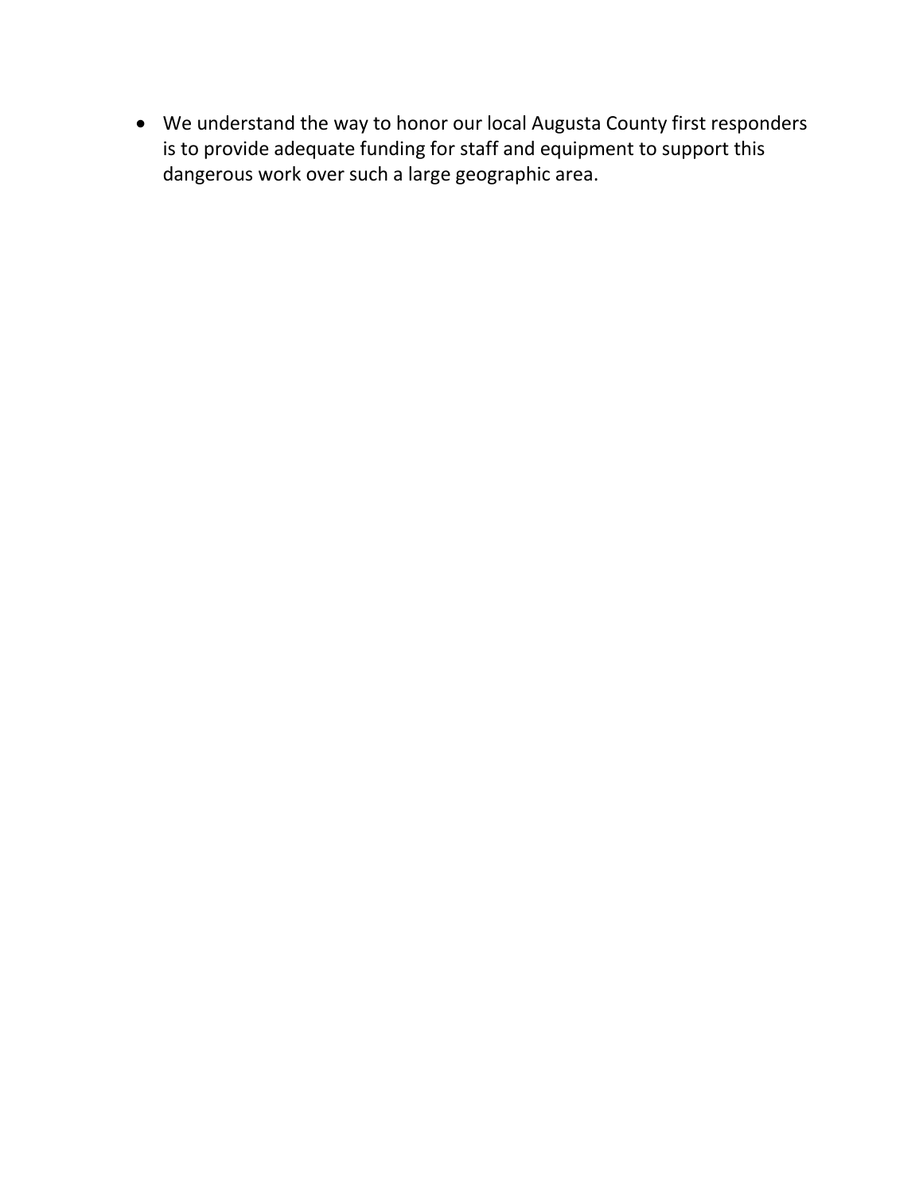- We understand the way to honor our local Augusta County first responders is to provide adequate funding for staff and equipment to support this dangerous work over such a large geographic area.